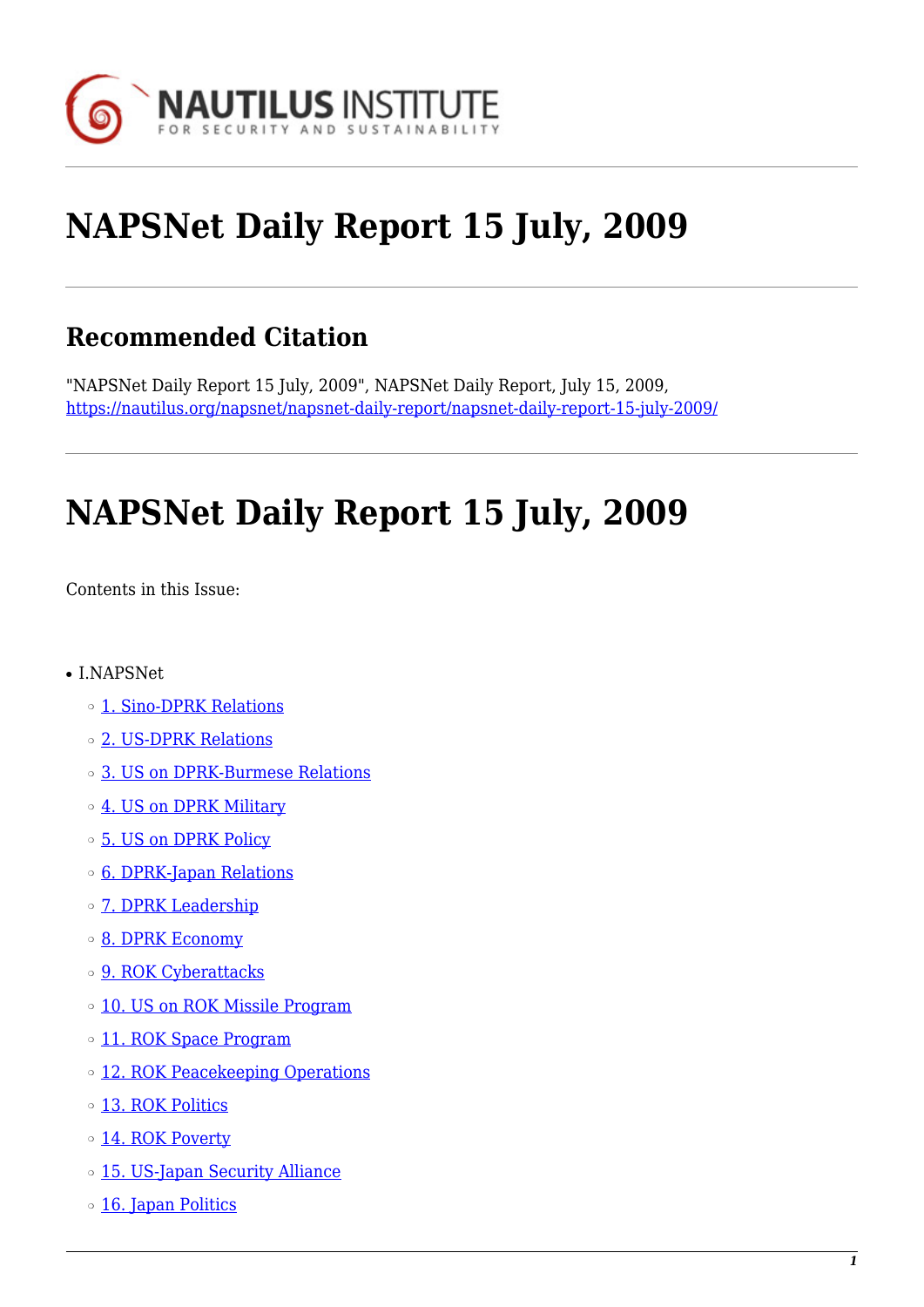# NAPSNet Daily Report 15 July, 2009

## Recommended Citation

"NAPSNet Daily Report 15 July, 2009", NAPSNet Daily Report, July 15, 2009, https://nautilus.org/napsnet/napsnet-daily-report/napsnet-daily-report-15-july-2009/

# NAPSNet Daily Report 15 July, 2009

Contents in this Issue:

- I.NAPSNet
  - 1. Sino-DPRK Relations
  - 2. US-DPRK Relations
  - 3. US on DPRK-Burmese Relations
  - 4. US on DPRK Military
  - 5. US on DPRK Policy
  - 6. DPRK-Japan Relations
  - 7. DPRK Leadership
  - 8. DPRK Economy
  - 9. ROK Cyberattacks
  - 10. US on ROK Missile Program
  - 11. ROK Space Program
  - 12. ROK Peacekeeping Operations
  - 13. ROK Politics
  - 14. ROK Poverty
  - 15. US-Japan Security Alliance
  - 16. Japan Politics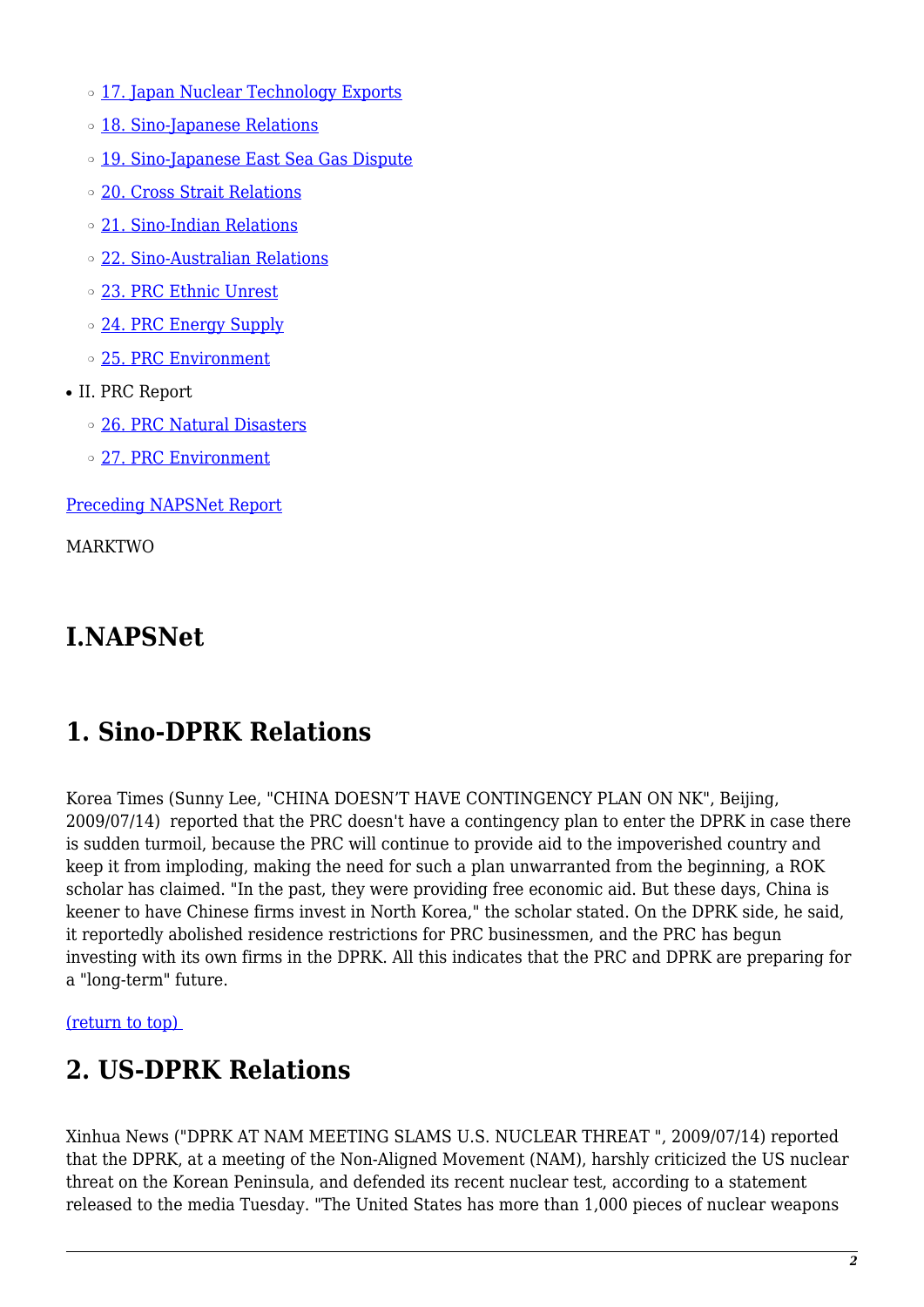- 17. Japan Nuclear Technology Exports
  - 18. Sino-Japanese Relations
  - 19. Sino-Japanese East Sea Gas Dispute
  - 20. Cross Strait Relations
  - 21. Sino-Indian Relations
  - 22. Sino-Australian Relations
  - 23. PRC Ethnic Unrest
  - 24. PRC Energy Supply
  - 25. PRC Environment
- II. PRC Report
  - 26. PRC Natural Disasters
  - 27. PRC Environment

Preceding NAPSNet Report

MARKTWO

# I.NAPSNet

## 1. Sino-DPRK Relations

Korea Times (Sunny Lee, "CHINA DOESN'T HAVE CONTINGENCY PLAN ON NK", Beijing, 2009/07/14) reported that the PRC doesn't have a contingency plan to enter the DPRK in case there is sudden turmoil, because the PRC will continue to provide aid to the impoverished country and keep it from imploding, making the need for such a plan unwarranted from the beginning, a ROK scholar has claimed. "In the past, they were providing free economic aid. But these days, China is keener to have Chinese firms invest in North Korea," the scholar stated. On the DPRK side, he said, it reportedly abolished residence restrictions for PRC businessmen, and the PRC has begun investing with its own firms in the DPRK. All this indicates that the PRC and DPRK are preparing for a "long-term" future.

(return to top)

## 2. US-DPRK Relations

Xinhua News ("DPRK AT NAM MEETING SLAMS U.S. NUCLEAR THREAT ", 2009/07/14) reported that the DPRK, at a meeting of the Non-Aligned Movement (NAM), harshly criticized the US nuclear threat on the Korean Peninsula, and defended its recent nuclear test, according to a statement released to the media Tuesday. "The United States has more than 1,000 pieces of nuclear weapons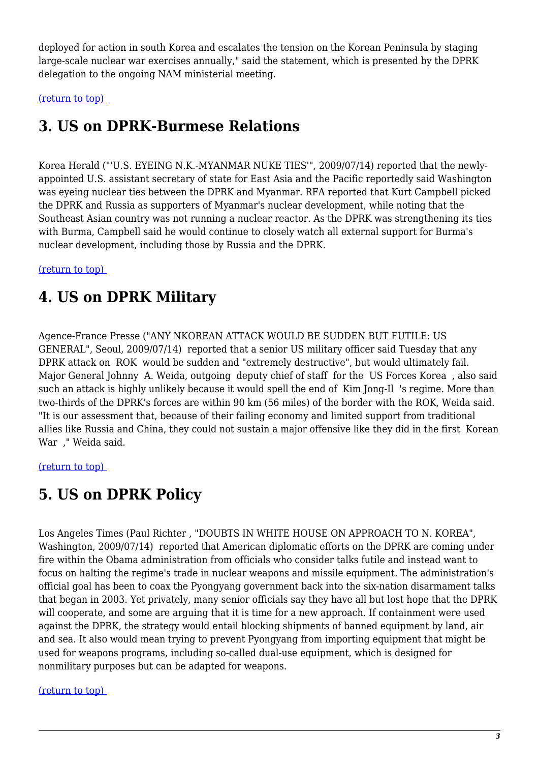deployed for action in south Korea and escalates the tension on the Korean Peninsula by staging large-scale nuclear war exercises annually," said the statement, which is presented by the DPRK delegation to the ongoing NAM ministerial meeting.

(return to top)

## 3. US on DPRK-Burmese Relations

Korea Herald ("'U.S. EYEING N.K.-MYANMAR NUKE TIES'", 2009/07/14) reported that the newly-appointed U.S. assistant secretary of state for East Asia and the Pacific reportedly said Washington was eyeing nuclear ties between the DPRK and Myanmar. RFA reported that Kurt Campbell picked the DPRK and Russia as supporters of Myanmar's nuclear development, while noting that the Southeast Asian country was not running a nuclear reactor. As the DPRK was strengthening its ties with Burma, Campbell said he would continue to closely watch all external support for Burma's nuclear development, including those by Russia and the DPRK.

(return to top)

## 4. US on DPRK Military

Agence-France Presse ("ANY NKOREAN ATTACK WOULD BE SUDDEN BUT FUTILE: US GENERAL", Seoul, 2009/07/14) reported that a senior US military officer said Tuesday that any DPRK attack on ROK would be sudden and "extremely destructive", but would ultimately fail. Major General Johnny A. Weida, outgoing deputy chief of staff for the US Forces Korea, also said such an attack is highly unlikely because it would spell the end of Kim Jong-Il 's regime. More than two-thirds of the DPRK's forces are within 90 km (56 miles) of the border with the ROK, Weida said. "It is our assessment that, because of their failing economy and limited support from traditional allies like Russia and China, they could not sustain a major offensive like they did in the first Korean War ," Weida said.

(return to top)

## 5. US on DPRK Policy

Los Angeles Times (Paul Richter , "DOUBTS IN WHITE HOUSE ON APPROACH TO N. KOREA", Washington, 2009/07/14) reported that American diplomatic efforts on the DPRK are coming under fire within the Obama administration from officials who consider talks futile and instead want to focus on halting the regime's trade in nuclear weapons and missile equipment. The administration's official goal has been to coax the Pyongyang government back into the six-nation disarmament talks that began in 2003. Yet privately, many senior officials say they have all but lost hope that the DPRK will cooperate, and some are arguing that it is time for a new approach. If containment were used against the DPRK, the strategy would entail blocking shipments of banned equipment by land, air and sea. It also would mean trying to prevent Pyongyang from importing equipment that might be used for weapons programs, including so-called dual-use equipment, which is designed for nonmilitary purposes but can be adapted for weapons.

(return to top)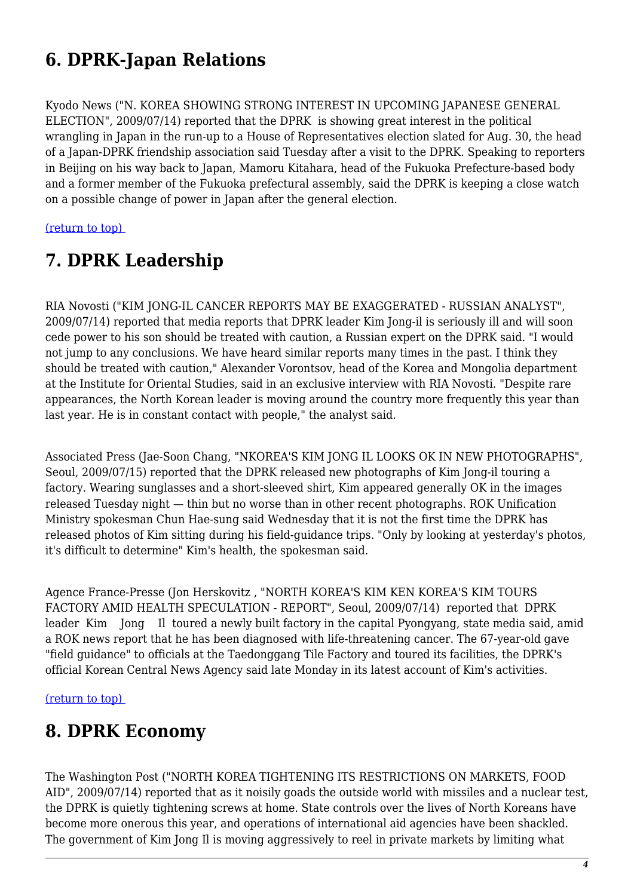## 6. DPRK-Japan Relations

Kyodo News ("N. KOREA SHOWING STRONG INTEREST IN UPCOMING JAPANESE GENERAL ELECTION", 2009/07/14) reported that the DPRK is showing great interest in the political wrangling in Japan in the run-up to a House of Representatives election slated for Aug. 30, the head of a Japan-DPRK friendship association said Tuesday after a visit to the DPRK. Speaking to reporters in Beijing on his way back to Japan, Mamoru Kitahara, head of the Fukuoka Prefecture-based body and a former member of the Fukuoka prefectural assembly, said the DPRK is keeping a close watch on a possible change of power in Japan after the general election.

(return to top)

## 7. DPRK Leadership

RIA Novosti ("KIM JONG-IL CANCER REPORTS MAY BE EXAGGERATED - RUSSIAN ANALYST", 2009/07/14) reported that media reports that DPRK leader Kim Jong-il is seriously ill and will soon cede power to his son should be treated with caution, a Russian expert on the DPRK said. "I would not jump to any conclusions. We have heard similar reports many times in the past. I think they should be treated with caution," Alexander Vorontsov, head of the Korea and Mongolia department at the Institute for Oriental Studies, said in an exclusive interview with RIA Novosti. "Despite rare appearances, the North Korean leader is moving around the country more frequently this year than last year. He is in constant contact with people," the analyst said.

Associated Press (Jae-Soon Chang, "NKOREA'S KIM JONG IL LOOKS OK IN NEW PHOTOGRAPHS", Seoul, 2009/07/15) reported that the DPRK released new photographs of Kim Jong-il touring a factory. Wearing sunglasses and a short-sleeved shirt, Kim appeared generally OK in the images released Tuesday night — thin but no worse than in other recent photographs. ROK Unification Ministry spokesman Chun Hae-sung said Wednesday that it is not the first time the DPRK has released photos of Kim sitting during his field-guidance trips. "Only by looking at yesterday's photos, it's difficult to determine" Kim's health, the spokesman said.

Agence France-Presse (Jon Herskovitz , "NORTH KOREA'S KIM KEN KOREA'S KIM TOURS FACTORY AMID HEALTH SPECULATION - REPORT", Seoul, 2009/07/14) reported that DPRK leader Kim Jong Il toured a newly built factory in the capital Pyongyang, state media said, amid a ROK news report that he has been diagnosed with life-threatening cancer. The 67-year-old gave "field guidance" to officials at the Taedonggang Tile Factory and toured its facilities, the DPRK's official Korean Central News Agency said late Monday in its latest account of Kim's activities.

(return to top)

## 8. DPRK Economy

The Washington Post ("NORTH KOREA TIGHTENING ITS RESTRICTIONS ON MARKETS, FOOD AID", 2009/07/14) reported that as it noisily goads the outside world with missiles and a nuclear test, the DPRK is quietly tightening screws at home. State controls over the lives of North Koreans have become more onerous this year, and operations of international aid agencies have been shackled. The government of Kim Jong Il is moving aggressively to reel in private markets by limiting what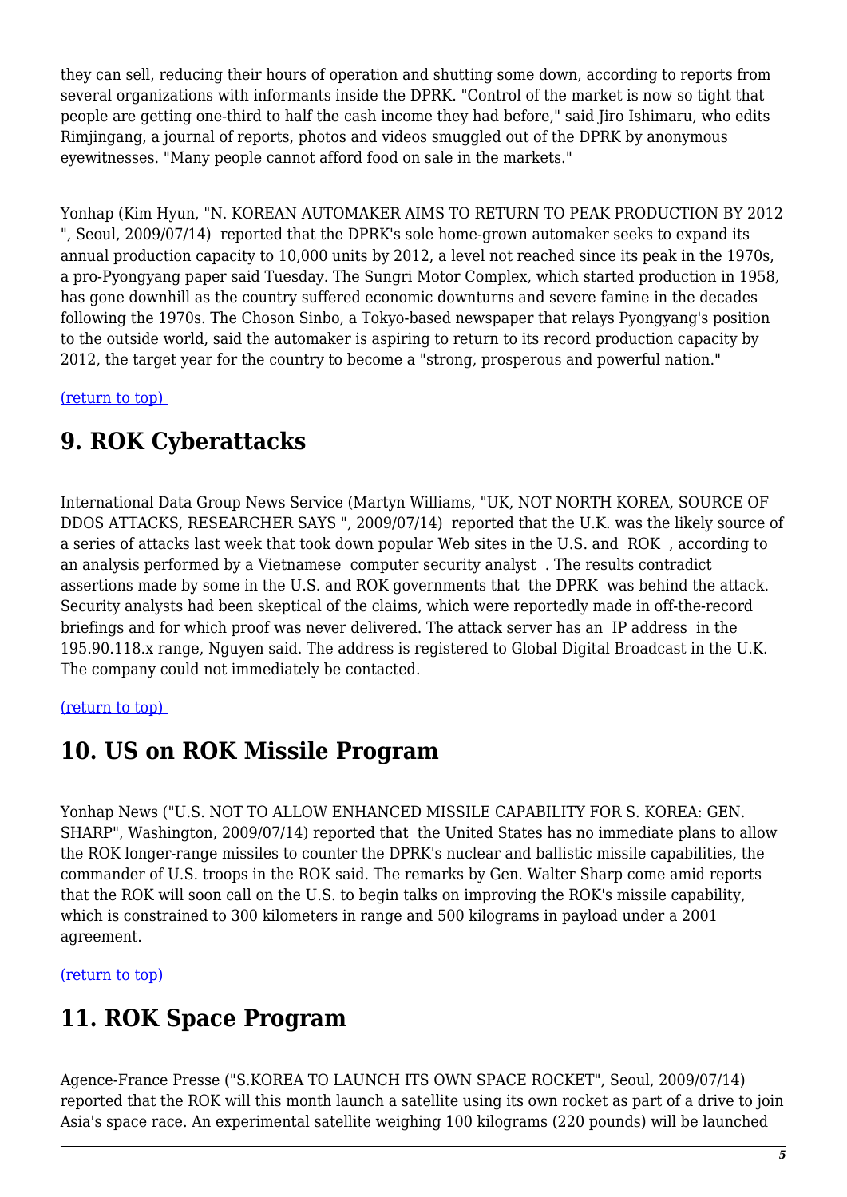they can sell, reducing their hours of operation and shutting some down, according to reports from several organizations with informants inside the DPRK. "Control of the market is now so tight that people are getting one-third to half the cash income they had before," said Jiro Ishimaru, who edits Rimjingang, a journal of reports, photos and videos smuggled out of the DPRK by anonymous eyewitnesses. "Many people cannot afford food on sale in the markets."

Yonhap (Kim Hyun, "N. KOREAN AUTOMAKER AIMS TO RETURN TO PEAK PRODUCTION BY 2012 ", Seoul, 2009/07/14) reported that the DPRK's sole home-grown automaker seeks to expand its annual production capacity to 10,000 units by 2012, a level not reached since its peak in the 1970s, a pro-Pyongyang paper said Tuesday. The Sungri Motor Complex, which started production in 1958, has gone downhill as the country suffered economic downturns and severe famine in the decades following the 1970s. The Choson Sinbo, a Tokyo-based newspaper that relays Pyongyang's position to the outside world, said the automaker is aspiring to return to its record production capacity by 2012, the target year for the country to become a "strong, prosperous and powerful nation."

(return to top)

## 9. ROK Cyberattacks

International Data Group News Service (Martyn Williams, "UK, NOT NORTH KOREA, SOURCE OF DDOS ATTACKS, RESEARCHER SAYS ", 2009/07/14) reported that the U.K. was the likely source of a series of attacks last week that took down popular Web sites in the U.S. and ROK, according to an analysis performed by a Vietnamese computer security analyst. The results contradict assertions made by some in the U.S. and ROK governments that the DPRK was behind the attack. Security analysts had been skeptical of the claims, which were reportedly made in off-the-record briefings and for which proof was never delivered. The attack server has an IP address in the 195.90.118.x range, Nguyen said. The address is registered to Global Digital Broadcast in the U.K. The company could not immediately be contacted.

(return to top)

## 10. US on ROK Missile Program

Yonhap News ("U.S. NOT TO ALLOW ENHANCED MISSILE CAPABILITY FOR S. KOREA: GEN. SHARP", Washington, 2009/07/14) reported that the United States has no immediate plans to allow the ROK longer-range missiles to counter the DPRK's nuclear and ballistic missile capabilities, the commander of U.S. troops in the ROK said. The remarks by Gen. Walter Sharp come amid reports that the ROK will soon call on the U.S. to begin talks on improving the ROK's missile capability, which is constrained to 300 kilometers in range and 500 kilograms in payload under a 2001 agreement.

(return to top)

## 11. ROK Space Program

Agence-France Presse ("S.KOREA TO LAUNCH ITS OWN SPACE ROCKET", Seoul, 2009/07/14) reported that the ROK will this month launch a satellite using its own rocket as part of a drive to join Asia's space race. An experimental satellite weighing 100 kilograms (220 pounds) will be launched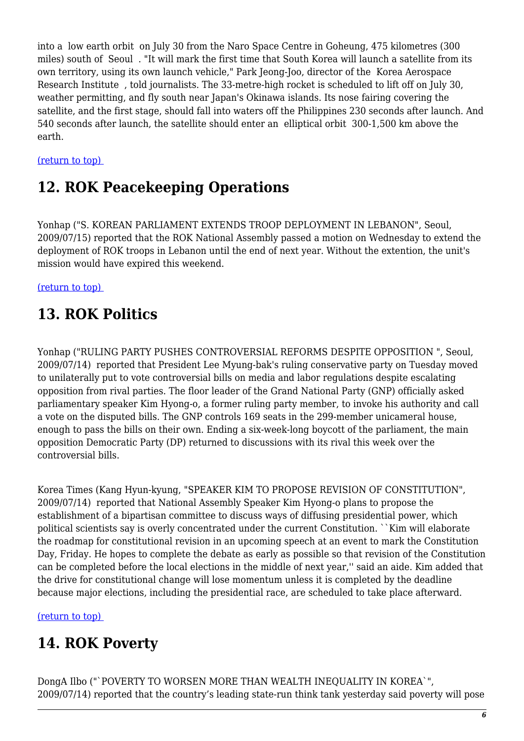into a low earth orbit on July 30 from the Naro Space Centre in Goheung, 475 kilometres (300 miles) south of Seoul . "It will mark the first time that South Korea will launch a satellite from its own territory, using its own launch vehicle," Park Jeong-Joo, director of the Korea Aerospace Research Institute , told journalists. The 33-metre-high rocket is scheduled to lift off on July 30, weather permitting, and fly south near Japan's Okinawa islands. Its nose fairing covering the satellite, and the first stage, should fall into waters off the Philippines 230 seconds after launch. And 540 seconds after launch, the satellite should enter an elliptical orbit 300-1,500 km above the earth.

(return to top)

## 12. ROK Peacekeeping Operations

Yonhap ("S. KOREAN PARLIAMENT EXTENDS TROOP DEPLOYMENT IN LEBANON", Seoul, 2009/07/15) reported that the ROK National Assembly passed a motion on Wednesday to extend the deployment of ROK troops in Lebanon until the end of next year. Without the extention, the unit's mission would have expired this weekend.

(return to top)

## 13. ROK Politics

Yonhap ("RULING PARTY PUSHES CONTROVERSIAL REFORMS DESPITE OPPOSITION ", Seoul, 2009/07/14) reported that President Lee Myung-bak's ruling conservative party on Tuesday moved to unilaterally put to vote controversial bills on media and labor regulations despite escalating opposition from rival parties. The floor leader of the Grand National Party (GNP) officially asked parliamentary speaker Kim Hyong-o, a former ruling party member, to invoke his authority and call a vote on the disputed bills. The GNP controls 169 seats in the 299-member unicameral house, enough to pass the bills on their own. Ending a six-week-long boycott of the parliament, the main opposition Democratic Party (DP) returned to discussions with its rival this week over the controversial bills.

Korea Times (Kang Hyun-kyung, "SPEAKER KIM TO PROPOSE REVISION OF CONSTITUTION", 2009/07/14) reported that National Assembly Speaker Kim Hyong-o plans to propose the establishment of a bipartisan committee to discuss ways of diffusing presidential power, which political scientists say is overly concentrated under the current Constitution. ``Kim will elaborate the roadmap for constitutional revision in an upcoming speech at an event to mark the Constitution Day, Friday. He hopes to complete the debate as early as possible so that revision of the Constitution can be completed before the local elections in the middle of next year,'' said an aide. Kim added that the drive for constitutional change will lose momentum unless it is completed by the deadline because major elections, including the presidential race, are scheduled to take place afterward.

(return to top)

## 14. ROK Poverty

DongA Ilbo ("`POVERTY TO WORSEN MORE THAN WEALTH INEQUALITY IN KOREA`", 2009/07/14) reported that the country's leading state-run think tank yesterday said poverty will pose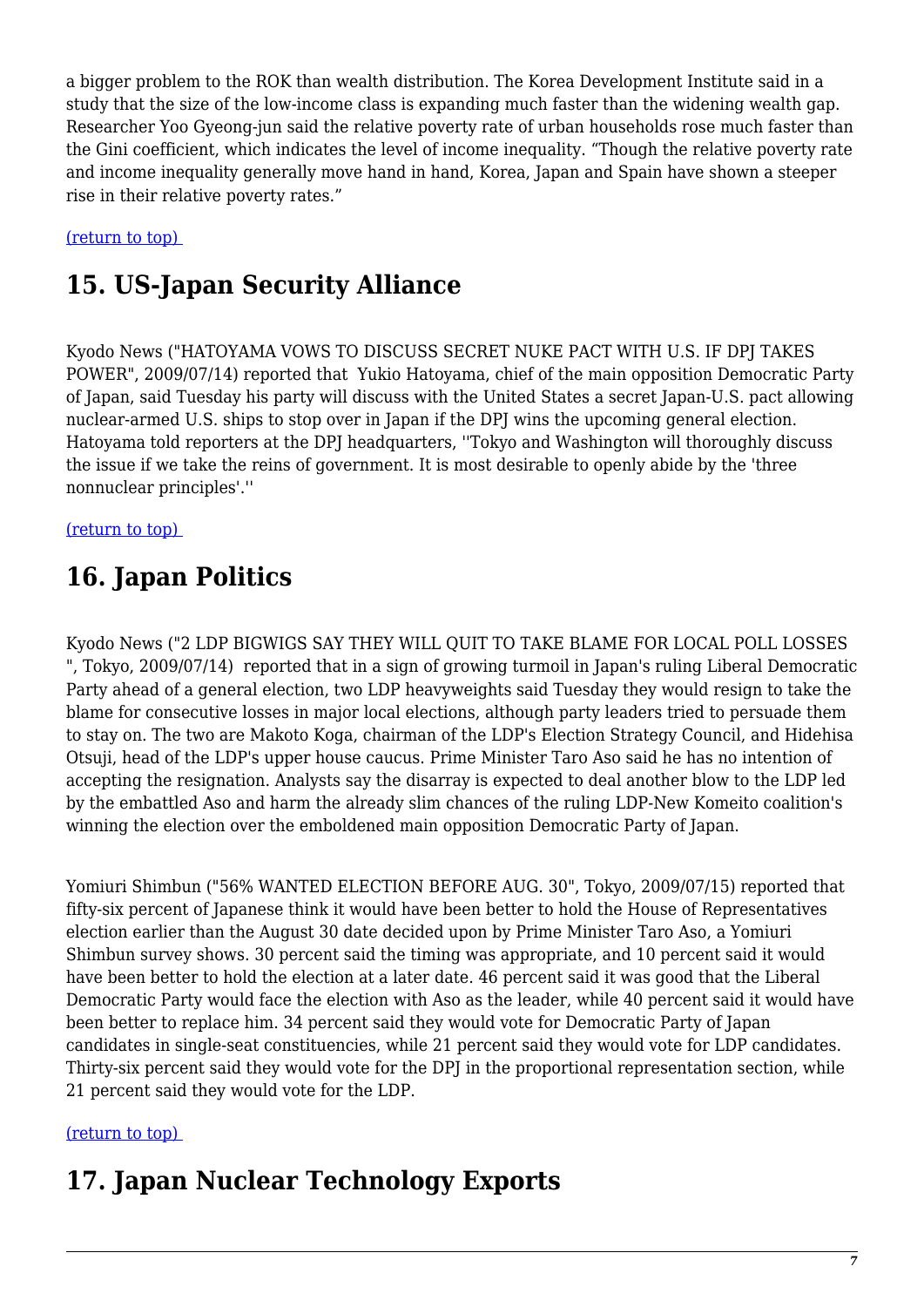a bigger problem to the ROK than wealth distribution. The Korea Development Institute said in a study that the size of the low-income class is expanding much faster than the widening wealth gap. Researcher Yoo Gyeong-jun said the relative poverty rate of urban households rose much faster than the Gini coefficient, which indicates the level of income inequality. "Though the relative poverty rate and income inequality generally move hand in hand, Korea, Japan and Spain have shown a steeper rise in their relative poverty rates."

(return to top)

# 15. US-Japan Security Alliance

Kyodo News ("HATOYAMA VOWS TO DISCUSS SECRET NUKE PACT WITH U.S. IF DPJ TAKES POWER", 2009/07/14) reported that Yukio Hatoyama, chief of the main opposition Democratic Party of Japan, said Tuesday his party will discuss with the United States a secret Japan-U.S. pact allowing nuclear-armed U.S. ships to stop over in Japan if the DPJ wins the upcoming general election. Hatoyama told reporters at the DPJ headquarters, ''Tokyo and Washington will thoroughly discuss the issue if we take the reins of government. It is most desirable to openly abide by the 'three nonnuclear principles'.''

(return to top)

# 16. Japan Politics

Kyodo News ("2 LDP BIGWIGS SAY THEY WILL QUIT TO TAKE BLAME FOR LOCAL POLL LOSSES ", Tokyo, 2009/07/14) reported that in a sign of growing turmoil in Japan's ruling Liberal Democratic Party ahead of a general election, two LDP heavyweights said Tuesday they would resign to take the blame for consecutive losses in major local elections, although party leaders tried to persuade them to stay on. The two are Makoto Koga, chairman of the LDP's Election Strategy Council, and Hidehisa Otsuji, head of the LDP's upper house caucus. Prime Minister Taro Aso said he has no intention of accepting the resignation. Analysts say the disarray is expected to deal another blow to the LDP led by the embattled Aso and harm the already slim chances of the ruling LDP-New Komeito coalition's winning the election over the emboldened main opposition Democratic Party of Japan.

Yomiuri Shimbun ("56% WANTED ELECTION BEFORE AUG. 30", Tokyo, 2009/07/15) reported that fifty-six percent of Japanese think it would have been better to hold the House of Representatives election earlier than the August 30 date decided upon by Prime Minister Taro Aso, a Yomiuri Shimbun survey shows. 30 percent said the timing was appropriate, and 10 percent said it would have been better to hold the election at a later date. 46 percent said it was good that the Liberal Democratic Party would face the election with Aso as the leader, while 40 percent said it would have been better to replace him. 34 percent said they would vote for Democratic Party of Japan candidates in single-seat constituencies, while 21 percent said they would vote for LDP candidates. Thirty-six percent said they would vote for the DPJ in the proportional representation section, while 21 percent said they would vote for the LDP.

(return to top)

# 17. Japan Nuclear Technology Exports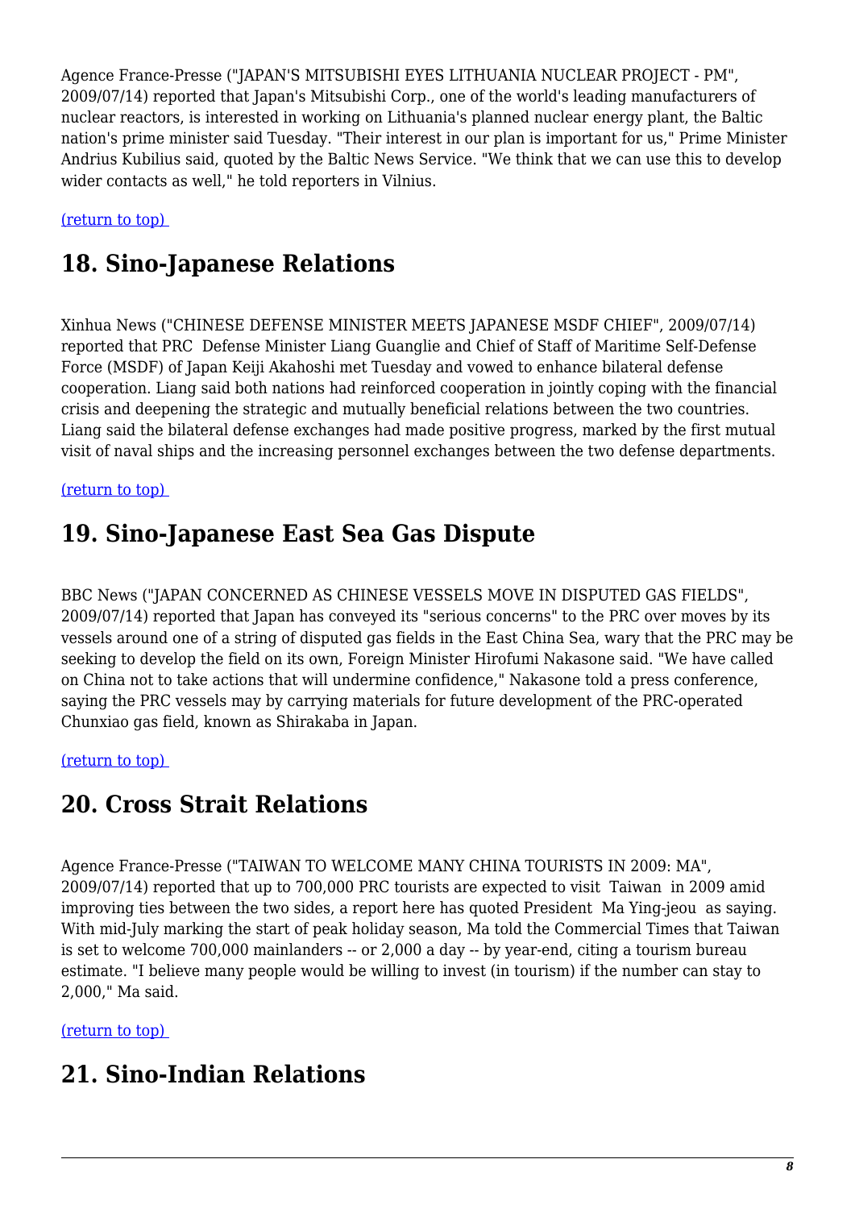Agence France-Presse ("JAPAN'S MITSUBISHI EYES LITHUANIA NUCLEAR PROJECT - PM", 2009/07/14) reported that Japan's Mitsubishi Corp., one of the world's leading manufacturers of nuclear reactors, is interested in working on Lithuania's planned nuclear energy plant, the Baltic nation's prime minister said Tuesday. "Their interest in our plan is important for us," Prime Minister Andrius Kubilius said, quoted by the Baltic News Service. "We think that we can use this to develop wider contacts as well," he told reporters in Vilnius.

(return to top)

## 18. Sino-Japanese Relations

Xinhua News ("CHINESE DEFENSE MINISTER MEETS JAPANESE MSDF CHIEF", 2009/07/14) reported that PRC Defense Minister Liang Guanglie and Chief of Staff of Maritime Self-Defense Force (MSDF) of Japan Keiji Akahoshi met Tuesday and vowed to enhance bilateral defense cooperation. Liang said both nations had reinforced cooperation in jointly coping with the financial crisis and deepening the strategic and mutually beneficial relations between the two countries. Liang said the bilateral defense exchanges had made positive progress, marked by the first mutual visit of naval ships and the increasing personnel exchanges between the two defense departments.

(return to top)

## 19. Sino-Japanese East Sea Gas Dispute

BBC News ("JAPAN CONCERNED AS CHINESE VESSELS MOVE IN DISPUTED GAS FIELDS", 2009/07/14) reported that Japan has conveyed its "serious concerns" to the PRC over moves by its vessels around one of a string of disputed gas fields in the East China Sea, wary that the PRC may be seeking to develop the field on its own, Foreign Minister Hirofumi Nakasone said. "We have called on China not to take actions that will undermine confidence," Nakasone told a press conference, saying the PRC vessels may by carrying materials for future development of the PRC-operated Chunxiao gas field, known as Shirakaba in Japan.

(return to top)

## 20. Cross Strait Relations

Agence France-Presse ("TAIWAN TO WELCOME MANY CHINA TOURISTS IN 2009: MA", 2009/07/14) reported that up to 700,000 PRC tourists are expected to visit Taiwan in 2009 amid improving ties between the two sides, a report here has quoted President Ma Ying-jeou as saying. With mid-July marking the start of peak holiday season, Ma told the Commercial Times that Taiwan is set to welcome 700,000 mainlanders -- or 2,000 a day -- by year-end, citing a tourism bureau estimate. "I believe many people would be willing to invest (in tourism) if the number can stay to 2,000," Ma said.

(return to top)

## 21. Sino-Indian Relations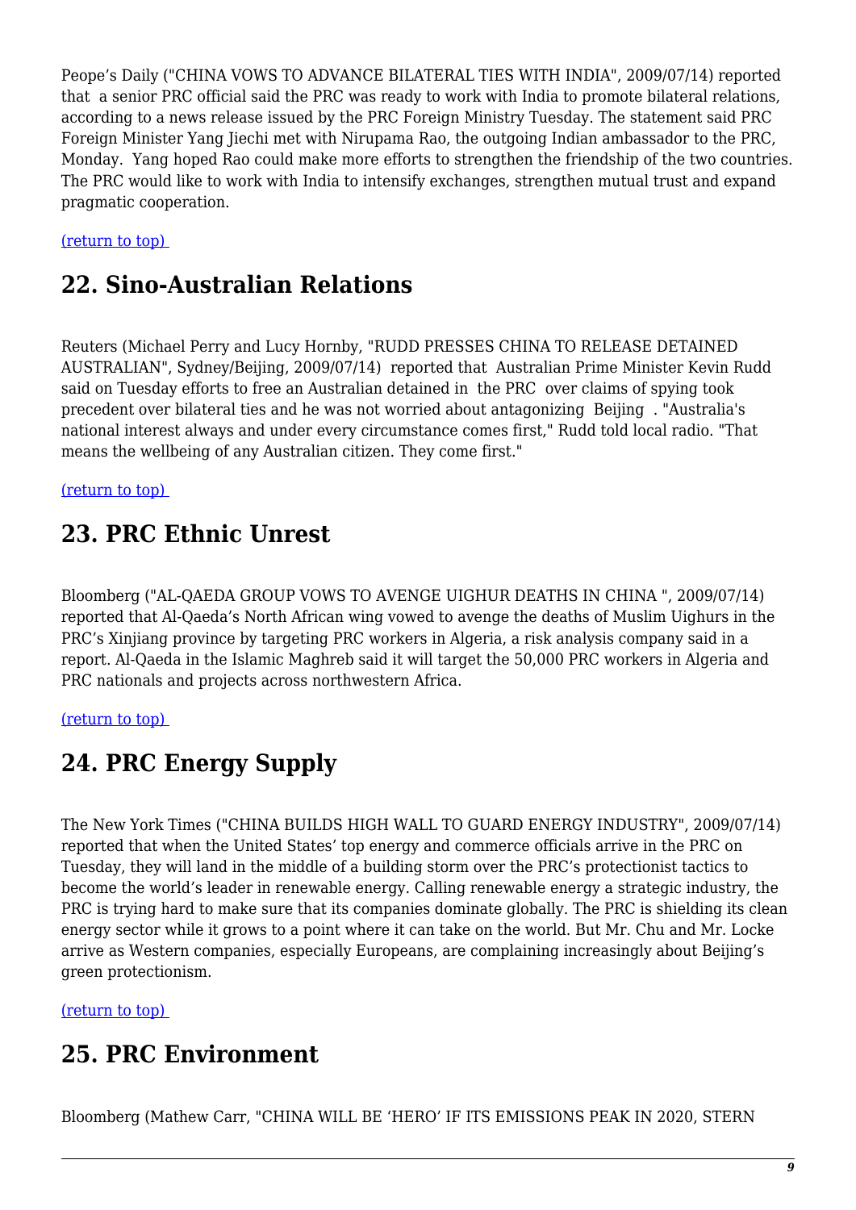Peope's Daily ("CHINA VOWS TO ADVANCE BILATERAL TIES WITH INDIA", 2009/07/14) reported that a senior PRC official said the PRC was ready to work with India to promote bilateral relations, according to a news release issued by the PRC Foreign Ministry Tuesday. The statement said PRC Foreign Minister Yang Jiechi met with Nirupama Rao, the outgoing Indian ambassador to the PRC, Monday. Yang hoped Rao could make more efforts to strengthen the friendship of the two countries. The PRC would like to work with India to intensify exchanges, strengthen mutual trust and expand pragmatic cooperation.

(return to top)

## 22. Sino-Australian Relations

Reuters (Michael Perry and Lucy Hornby, "RUDD PRESSES CHINA TO RELEASE DETAINED AUSTRALIAN", Sydney/Beijing, 2009/07/14) reported that Australian Prime Minister Kevin Rudd said on Tuesday efforts to free an Australian detained in the PRC over claims of spying took precedent over bilateral ties and he was not worried about antagonizing Beijing . "Australia's national interest always and under every circumstance comes first," Rudd told local radio. "That means the wellbeing of any Australian citizen. They come first."

(return to top)

## 23. PRC Ethnic Unrest

Bloomberg ("AL-QAEDA GROUP VOWS TO AVENGE UIGHUR DEATHS IN CHINA ", 2009/07/14) reported that Al-Qaeda's North African wing vowed to avenge the deaths of Muslim Uighurs in the PRC's Xinjiang province by targeting PRC workers in Algeria, a risk analysis company said in a report. Al-Qaeda in the Islamic Maghreb said it will target the 50,000 PRC workers in Algeria and PRC nationals and projects across northwestern Africa.

(return to top)

## 24. PRC Energy Supply

The New York Times ("CHINA BUILDS HIGH WALL TO GUARD ENERGY INDUSTRY", 2009/07/14) reported that when the United States' top energy and commerce officials arrive in the PRC on Tuesday, they will land in the middle of a building storm over the PRC's protectionist tactics to become the world's leader in renewable energy. Calling renewable energy a strategic industry, the PRC is trying hard to make sure that its companies dominate globally. The PRC is shielding its clean energy sector while it grows to a point where it can take on the world. But Mr. Chu and Mr. Locke arrive as Western companies, especially Europeans, are complaining increasingly about Beijing's green protectionism.

(return to top)

## 25. PRC Environment

Bloomberg (Mathew Carr, "CHINA WILL BE 'HERO' IF ITS EMISSIONS PEAK IN 2020, STERN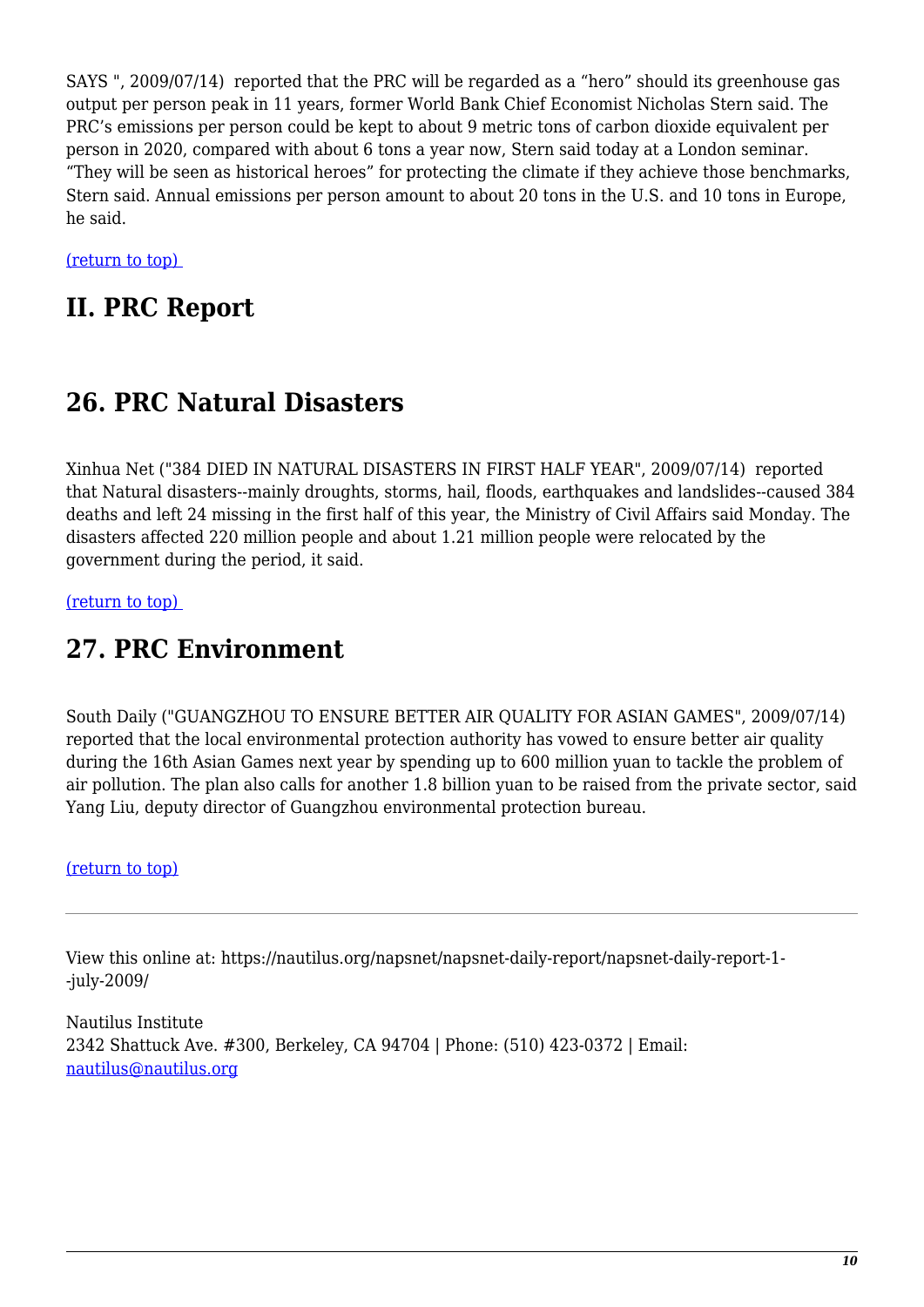SAYS ", 2009/07/14) reported that the PRC will be regarded as a "hero" should its greenhouse gas output per person peak in 11 years, former World Bank Chief Economist Nicholas Stern said. The PRC's emissions per person could be kept to about 9 metric tons of carbon dioxide equivalent per person in 2020, compared with about 6 tons a year now, Stern said today at a London seminar. "They will be seen as historical heroes" for protecting the climate if they achieve those benchmarks, Stern said. Annual emissions per person amount to about 20 tons in the U.S. and 10 tons in Europe, he said.

(return to top)

# II. PRC Report

## 26. PRC Natural Disasters

Xinhua Net ("384 DIED IN NATURAL DISASTERS IN FIRST HALF YEAR", 2009/07/14) reported that Natural disasters--mainly droughts, storms, hail, floods, earthquakes and landslides--caused 384 deaths and left 24 missing in the first half of this year, the Ministry of Civil Affairs said Monday. The disasters affected 220 million people and about 1.21 million people were relocated by the government during the period, it said.

(return to top)

## 27. PRC Environment

South Daily ("GUANGZHOU TO ENSURE BETTER AIR QUALITY FOR ASIAN GAMES", 2009/07/14) reported that the local environmental protection authority has vowed to ensure better air quality during the 16th Asian Games next year by spending up to 600 million yuan to tackle the problem of air pollution. The plan also calls for another 1.8 billion yuan to be raised from the private sector, said Yang Liu, deputy director of Guangzhou environmental protection bureau.

(return to top)

---

View this online at: https://nautilus.org/napsnet/napsnet-daily-report/napsnet-daily-report-1--july-2009/

Nautilus Institute
2342 Shattuck Ave. #300, Berkeley, CA 94704 | Phone: (510) 423-0372 | Email: nautilus@nautilus.org